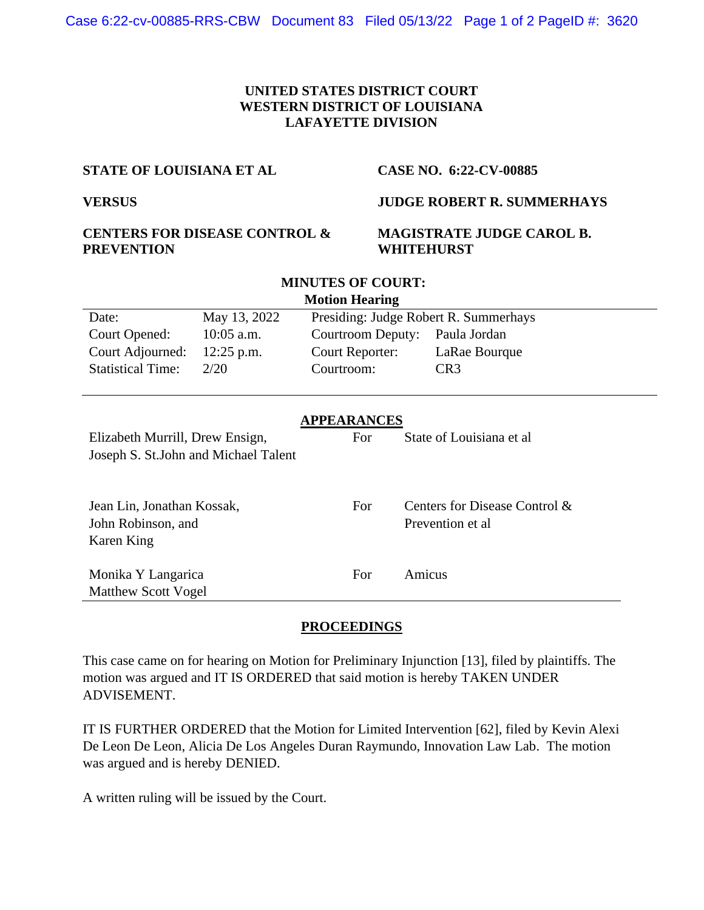# UNITED STATES DISTRICT COURT
# WESTERN DISTRICT OF LOUISIANA
# LAFAYETTE DIVISION

| | |
|---|---|
| **STATE OF LOUISIANA ET AL** | **CASE NO. 6:22-CV-00885** |
| **VERSUS** | **JUDGE ROBERT R. SUMMERHAYS** |
| **CENTERS FOR DISEASE CONTROL & PREVENTION** | **MAGISTRATE JUDGE CAROL B. WHITEHURST** |

## MINUTES OF COURT:
### Motion Hearing

| | | | |
|---|---|---|---|
| Date: | May 13, 2022 | Presiding: Judge Robert R. Summerhays | |
| Court Opened: | 10:05 a.m. | Courtroom Deputy: | Paula Jordan |
| Court Adjourned: | 12:25 p.m. | Court Reporter: | LaRae Bourque |
| Statistical Time: | 2/20 | Courtroom: | CR3 |

## APPEARANCES

| | | |
|---|---|---|
| Elizabeth Murrill, Drew Ensign, Joseph S. St.John and Michael Talent | For | State of Louisiana et al |
| Jean Lin, Jonathan Kossak, John Robinson, and Karen King | For | Centers for Disease Control & Prevention et al |
| Monika Y Langarica Matthew Scott Vogel | For | Amicus |

## PROCEEDINGS

This case came on for hearing on Motion for Preliminary Injunction [13], filed by plaintiffs. The motion was argued and IT IS ORDERED that said motion is hereby TAKEN UNDER ADVISEMENT.

IT IS FURTHER ORDERED that the Motion for Limited Intervention [62], filed by Kevin Alexi De Leon De Leon, Alicia De Los Angeles Duran Raymundo, Innovation Law Lab. The motion was argued and is hereby DENIED.

A written ruling will be issued by the Court.